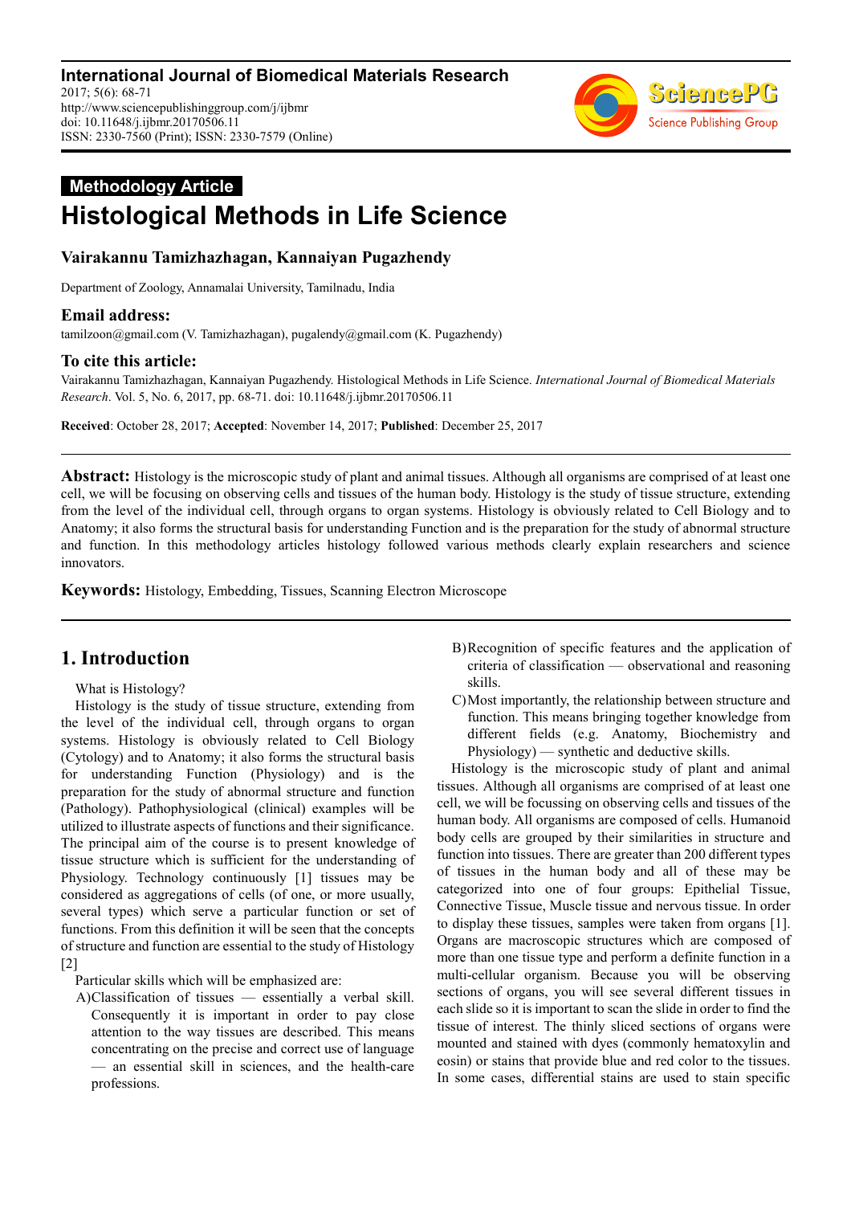**International Journal of Biomedical Materials Research**
2017; 5(6): 68-71
http://www.sciencepublishinggroup.com/j/ijbmr
doi: 10.11648/j.ijbmr.20170506.11
ISSN: 2330-7560 (Print); ISSN: 2330-7579 (Online)

**Methodology Article**

# Histological Methods in Life Science

**Vairakannu Tamizhazhagan, Kannaiyan Pugazhendy**

Department of Zoology, Annamalai University, Tamilnadu, India

### Email address:

tamilzoon@gmail.com (V. Tamizhazhagan), pugalendy@gmail.com (K. Pugazhendy)

### To cite this article:

Vairakannu Tamizhazhagan, Kannaiyan Pugazhendy. Histological Methods in Life Science. *International Journal of Biomedical Materials Research*. Vol. 5, No. 6, 2017, pp. 68-71. doi: 10.11648/j.ijbmr.20170506.11

**Received**: October 28, 2017; **Accepted**: November 14, 2017; **Published**: December 25, 2017

---

**Abstract:** Histology is the microscopic study of plant and animal tissues. Although all organisms are comprised of at least one cell, we will be focusing on observing cells and tissues of the human body. Histology is the study of tissue structure, extending from the level of the individual cell, through organs to organ systems. Histology is obviously related to Cell Biology and to Anatomy; it also forms the structural basis for understanding Function and is the preparation for the study of abnormal structure and function. In this methodology articles histology followed various methods clearly explain researchers and science innovators.

**Keywords:** Histology, Embedding, Tissues, Scanning Electron Microscope

---

## 1. Introduction

What is Histology?

Histology is the study of tissue structure, extending from the level of the individual cell, through organs to organ systems. Histology is obviously related to Cell Biology (Cytology) and to Anatomy; it also forms the structural basis for understanding Function (Physiology) and is the preparation for the study of abnormal structure and function (Pathology). Pathophysiological (clinical) examples will be utilized to illustrate aspects of functions and their significance. The principal aim of the course is to present knowledge of tissue structure which is sufficient for the understanding of Physiology. Technology continuously [1] tissues may be considered as aggregations of cells (of one, or more usually, several types) which serve a particular function or set of functions. From this definition it will be seen that the concepts of structure and function are essential to the study of Histology [2]

Particular skills which will be emphasized are:

A) Classification of tissues — essentially a verbal skill. Consequently it is important in order to pay close attention to the way tissues are described. This means concentrating on the precise and correct use of language — an essential skill in sciences, and the health-care professions.

B) Recognition of specific features and the application of criteria of classification — observational and reasoning skills.

C) Most importantly, the relationship between structure and function. This means bringing together knowledge from different fields (e.g. Anatomy, Biochemistry and Physiology) — synthetic and deductive skills.

Histology is the microscopic study of plant and animal tissues. Although all organisms are comprised of at least one cell, we will be focussing on observing cells and tissues of the human body. All organisms are composed of cells. Humanoid body cells are grouped by their similarities in structure and function into tissues. There are greater than 200 different types of tissues in the human body and all of these may be categorized into one of four groups: Epithelial Tissue, Connective Tissue, Muscle tissue and nervous tissue. In order to display these tissues, samples were taken from organs [1]. Organs are macroscopic structures which are composed of more than one tissue type and perform a definite function in a multi-cellular organism. Because you will be observing sections of organs, you will see several different tissues in each slide so it is important to scan the slide in order to find the tissue of interest. The thinly sliced sections of organs were mounted and stained with dyes (commonly hematoxylin and eosin) or stains that provide blue and red color to the tissues. In some cases, differential stains are used to stain specific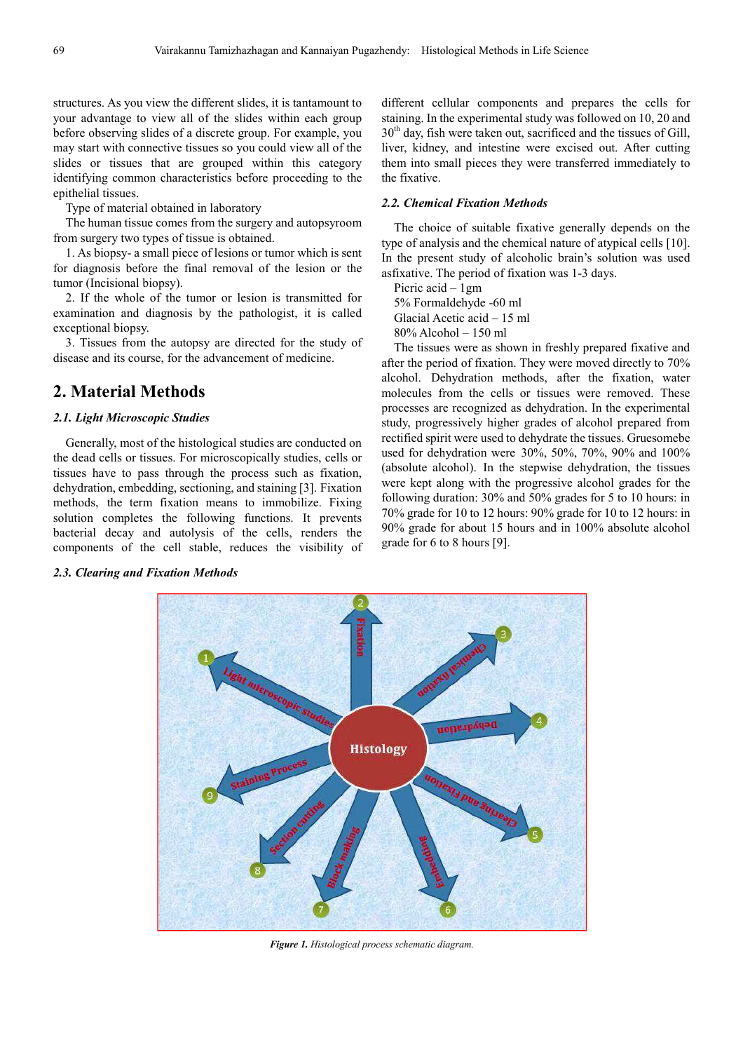structures. As you view the different slides, it is tantamount to your advantage to view all of the slides within each group before observing slides of a discrete group. For example, you may start with connective tissues so you could view all of the slides or tissues that are grouped within this category identifying common characteristics before proceeding to the epithelial tissues.

Type of material obtained in laboratory

The human tissue comes from the surgery and autopsyroom from surgery two types of tissue is obtained.

1. As biopsy- a small piece of lesions or tumor which is sent for diagnosis before the final removal of the lesion or the tumor (Incisional biopsy).

2. If the whole of the tumor or lesion is transmitted for examination and diagnosis by the pathologist, it is called exceptional biopsy.

3. Tissues from the autopsy are directed for the study of disease and its course, for the advancement of medicine.

## 2. Material Methods

### 2.1. Light Microscopic Studies

Generally, most of the histological studies are conducted on the dead cells or tissues. For microscopically studies, cells or tissues have to pass through the process such as fixation, dehydration, embedding, sectioning, and staining [3]. Fixation methods, the term fixation means to immobilize. Fixing solution completes the following functions. It prevents bacterial decay and autolysis of the cells, renders the components of the cell stable, reduces the visibility of different cellular components and prepares the cells for staining. In the experimental study was followed on 10, 20 and 30[th] day, fish were taken out, sacrificed and the tissues of Gill, liver, kidney, and intestine were excised out. After cutting them into small pieces they were transferred immediately to the fixative.

### 2.2. Chemical Fixation Methods

The choice of suitable fixative generally depends on the type of analysis and the chemical nature of atypical cells [10]. In the present study of alcoholic brain's solution was used asfixative. The period of fixation was 1-3 days.

Picric acid – 1gm

5% Formaldehyde -60 ml

Glacial Acetic acid – 15 ml

80% Alcohol – 150 ml

The tissues were as shown in freshly prepared fixative and after the period of fixation. They were moved directly to 70% alcohol. Dehydration methods, after the fixation, water molecules from the cells or tissues were removed. These processes are recognized as dehydration. In the experimental study, progressively higher grades of alcohol prepared from rectified spirit were used to dehydrate the tissues. Gruesomebe used for dehydration were 30%, 50%, 70%, 90% and 100% (absolute alcohol). In the stepwise dehydration, the tissues were kept along with the progressive alcohol grades for the following duration: 30% and 50% grades for 5 to 10 hours: in 70% grade for 10 to 12 hours: 90% grade for 10 to 12 hours: in 90% grade for about 15 hours and in 100% absolute alcohol grade for 6 to 8 hours [9].

### 2.3. Clearing and Fixation Methods

*Figure 1. Histological process schematic diagram.*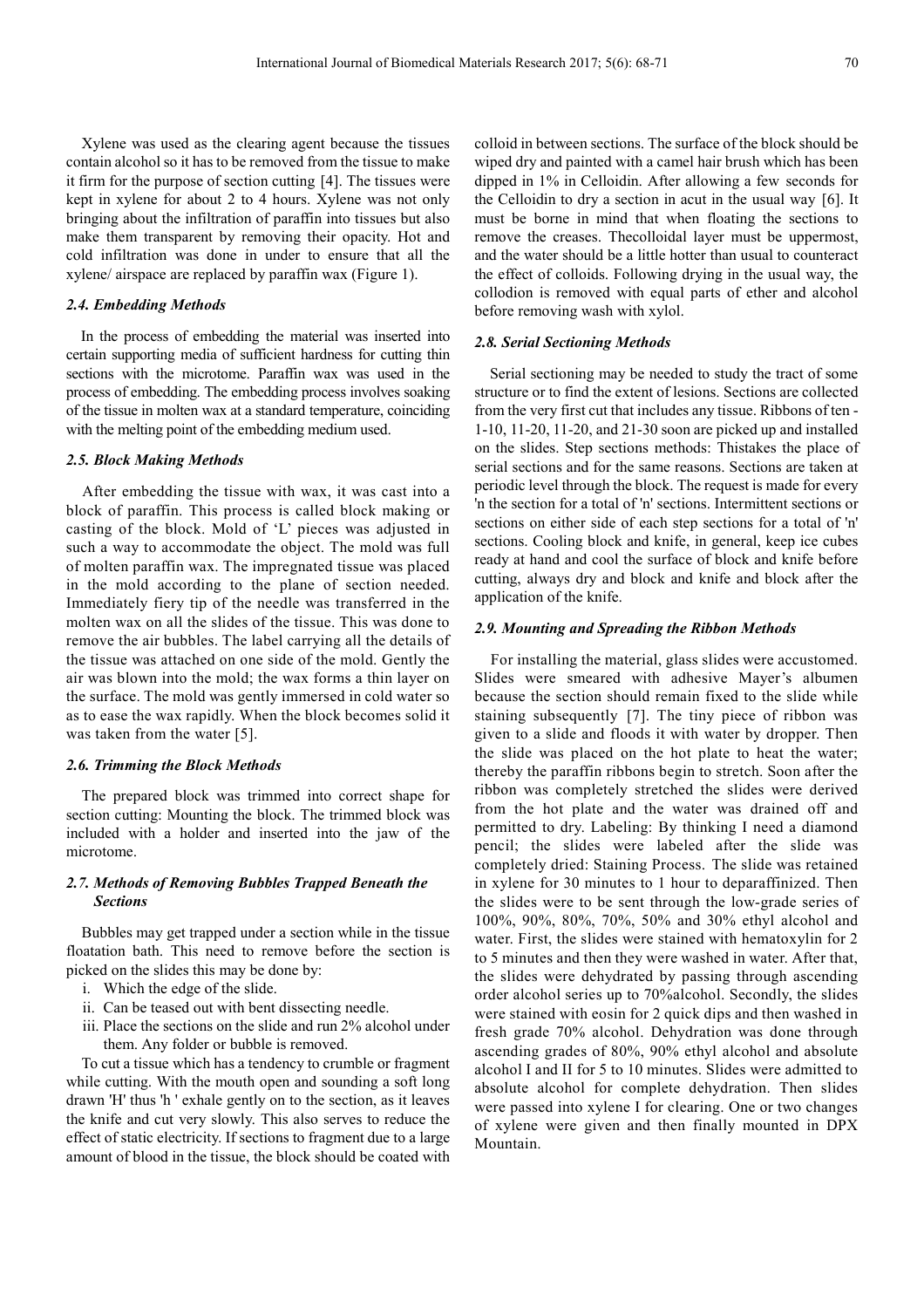Xylene was used as the clearing agent because the tissues contain alcohol so it has to be removed from the tissue to make it firm for the purpose of section cutting [4]. The tissues were kept in xylene for about 2 to 4 hours. Xylene was not only bringing about the infiltration of paraffin into tissues but also make them transparent by removing their opacity. Hot and cold infiltration was done in under to ensure that all the xylene/ airspace are replaced by paraffin wax (Figure 1).

### *2.4. Embedding Methods*

In the process of embedding the material was inserted into certain supporting media of sufficient hardness for cutting thin sections with the microtome. Paraffin wax was used in the process of embedding. The embedding process involves soaking of the tissue in molten wax at a standard temperature, coinciding with the melting point of the embedding medium used.

### *2.5. Block Making Methods*

After embedding the tissue with wax, it was cast into a block of paraffin. This process is called block making or casting of the block. Mold of 'L' pieces was adjusted in such a way to accommodate the object. The mold was full of molten paraffin wax. The impregnated tissue was placed in the mold according to the plane of section needed. Immediately fiery tip of the needle was transferred in the molten wax on all the slides of the tissue. This was done to remove the air bubbles. The label carrying all the details of the tissue was attached on one side of the mold. Gently the air was blown into the mold; the wax forms a thin layer on the surface. The mold was gently immersed in cold water so as to ease the wax rapidly. When the block becomes solid it was taken from the water [5].

### *2.6. Trimming the Block Methods*

The prepared block was trimmed into correct shape for section cutting: Mounting the block. The trimmed block was included with a holder and inserted into the jaw of the microtome.

### *2.7. Methods of Removing Bubbles Trapped Beneath the Sections*

Bubbles may get trapped under a section while in the tissue floatation bath. This need to remove before the section is picked on the slides this may be done by:

i. Which the edge of the slide.
ii. Can be teased out with bent dissecting needle.
iii. Place the sections on the slide and run 2% alcohol under them. Any folder or bubble is removed.

To cut a tissue which has a tendency to crumble or fragment while cutting. With the mouth open and sounding a soft long drawn 'H' thus 'h ' exhale gently on to the section, as it leaves the knife and cut very slowly. This also serves to reduce the effect of static electricity. If sections to fragment due to a large amount of blood in the tissue, the block should be coated with colloid in between sections. The surface of the block should be wiped dry and painted with a camel hair brush which has been dipped in 1% in Celloidin. After allowing a few seconds for the Celloidin to dry a section in acut in the usual way [6]. It must be borne in mind that when floating the sections to remove the creases. Thecolloidal layer must be uppermost, and the water should be a little hotter than usual to counteract the effect of colloids. Following drying in the usual way, the collodion is removed with equal parts of ether and alcohol before removing wash with xylol.

### *2.8. Serial Sectioning Methods*

Serial sectioning may be needed to study the tract of some structure or to find the extent of lesions. Sections are collected from the very first cut that includes any tissue. Ribbons of ten - 1-10, 11-20, 11-20, and 21-30 soon are picked up and installed on the slides. Step sections methods: Thistakes the place of serial sections and for the same reasons. Sections are taken at periodic level through the block. The request is made for every 'n the section for a total of 'n' sections. Intermittent sections or sections on either side of each step sections for a total of 'n' sections. Cooling block and knife, in general, keep ice cubes ready at hand and cool the surface of block and knife before cutting, always dry and block and knife and block after the application of the knife.

### *2.9. Mounting and Spreading the Ribbon Methods*

For installing the material, glass slides were accustomed. Slides were smeared with adhesive Mayer's albumen because the section should remain fixed to the slide while staining subsequently [7]. The tiny piece of ribbon was given to a slide and floods it with water by dropper. Then the slide was placed on the hot plate to heat the water; thereby the paraffin ribbons begin to stretch. Soon after the ribbon was completely stretched the slides were derived from the hot plate and the water was drained off and permitted to dry. Labeling: By thinking I need a diamond pencil; the slides were labeled after the slide was completely dried: Staining Process. The slide was retained in xylene for 30 minutes to 1 hour to deparaffinized. Then the slides were to be sent through the low-grade series of 100%, 90%, 80%, 70%, 50% and 30% ethyl alcohol and water. First, the slides were stained with hematoxylin for 2 to 5 minutes and then they were washed in water. After that, the slides were dehydrated by passing through ascending order alcohol series up to 70%alcohol. Secondly, the slides were stained with eosin for 2 quick dips and then washed in fresh grade 70% alcohol. Dehydration was done through ascending grades of 80%, 90% ethyl alcohol and absolute alcohol I and II for 5 to 10 minutes. Slides were admitted to absolute alcohol for complete dehydration. Then slides were passed into xylene I for clearing. One or two changes of xylene were given and then finally mounted in DPX Mountain.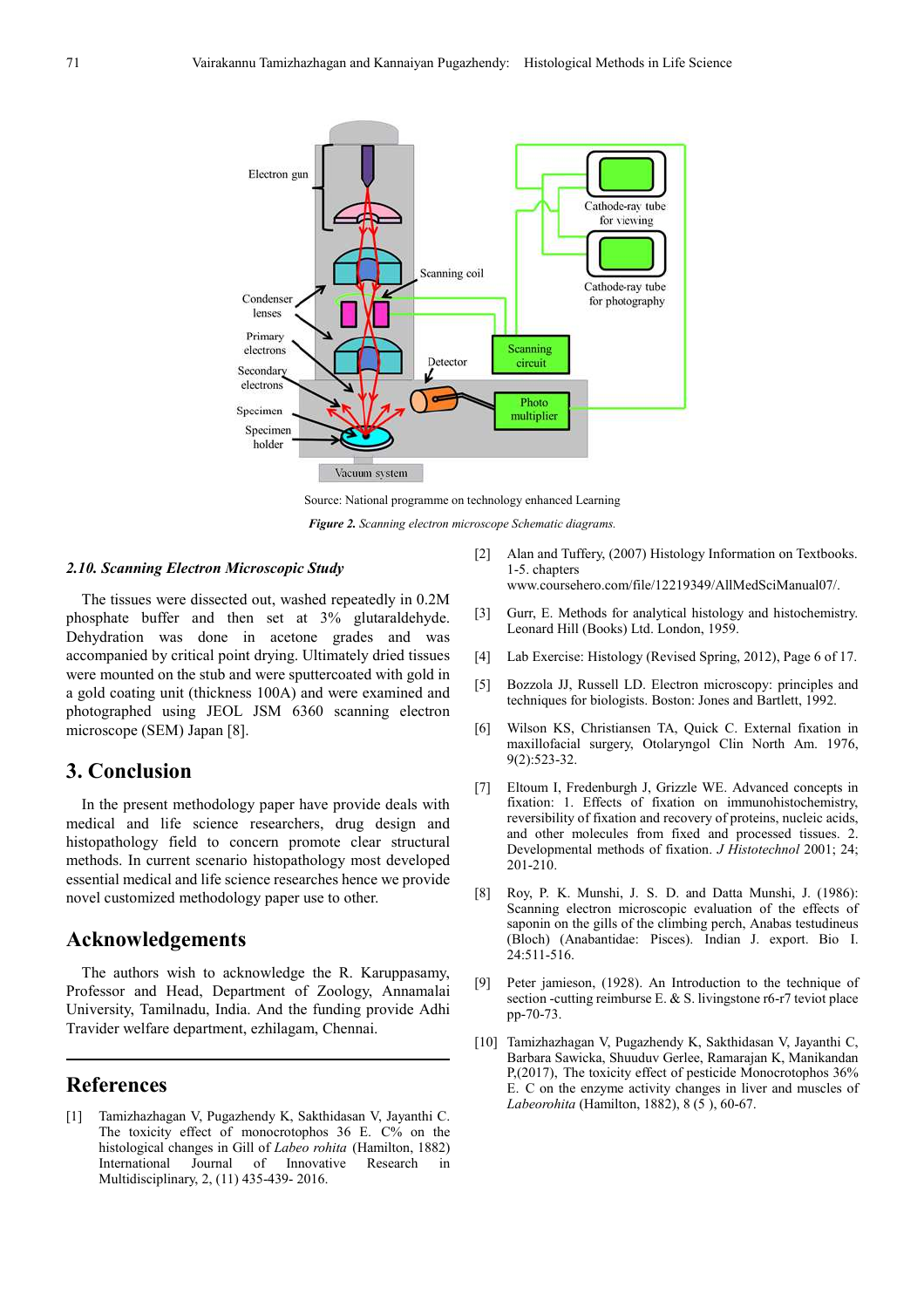Electron gun

Condenser lenses

Primary electrons

Secondary electrons

Specimen

Specimen holder

Scanning coil

Detector

Cathode-ray tube for viewing

Cathode-ray tube for photography

Scanning circuit

Photo multiplier

Vacuum system

Source: National programme on technology enhanced Learning

***Figure 2.*** *Scanning electron microscope Schematic diagrams.*

### *2.10. Scanning Electron Microscopic Study*

The tissues were dissected out, washed repeatedly in 0.2M phosphate buffer and then set at 3% glutaraldehyde. Dehydration was done in acetone grades and was accompanied by critical point drying. Ultimately dried tissues were mounted on the stub and were sputtercoated with gold in a gold coating unit (thickness 100A) and were examined and photographed using JEOL JSM 6360 scanning electron microscope (SEM) Japan [8].

## 3. Conclusion

In the present methodology paper have provide deals with medical and life science researchers, drug design and histopathology field to concern promote clear structural methods. In current scenario histopathology most developed essential medical and life science researches hence we provide novel customized methodology paper use to other.

## Acknowledgements

The authors wish to acknowledge the R. Karuppasamy, Professor and Head, Department of Zoology, Annamalai University, Tamilnadu, India. And the funding provide Adhi Travider welfare department, ezhilagam, Chennai.

## References

[1] Tamizhazhagan V, Pugazhendy K, Sakthidasan V, Jayanthi C. The toxicity effect of monocrotophos 36 E. C% on the histological changes in Gill of *Labeo rohita* (Hamilton, 1882) International Journal of Innovative Research in Multidisciplinary, 2, (11) 435-439- 2016.

[2] Alan and Tuffery, (2007) Histology Information on Textbooks. 1-5. chapters www.coursehero.com/file/12219349/AllMedSciManual07/.

[3] Gurr, E. Methods for analytical histology and histochemistry. Leonard Hill (Books) Ltd. London, 1959.

[4] Lab Exercise: Histology (Revised Spring, 2012), Page 6 of 17.

[5] Bozzola JJ, Russell LD. Electron microscopy: principles and techniques for biologists. Boston: Jones and Bartlett, 1992.

[6] Wilson KS, Christiansen TA, Quick C. External fixation in maxillofacial surgery, Otolaryngol Clin North Am. 1976, 9(2):523-32.

[7] Eltoum I, Fredenburgh J, Grizzle WE. Advanced concepts in fixation: 1. Effects of fixation on immunohistochemistry, reversibility of fixation and recovery of proteins, nucleic acids, and other molecules from fixed and processed tissues. 2. Developmental methods of fixation. *J Histotechnol* 2001; 24; 201-210.

[8] Roy, P. K. Munshi, J. S. D. and Datta Munshi, J. (1986): Scanning electron microscopic evaluation of the effects of saponin on the gills of the climbing perch, Anabas testudineus (Bloch) (Anabantidae: Pisces). Indian J. export. Bio I. 24:511-516.

[9] Peter jamieson, (1928). An Introduction to the technique of section -cutting reimburse E. & S. livingstone r6-r7 teviot place pp-70-73.

[10] Tamizhazhagan V, Pugazhendy K, Sakthidasan V, Jayanthi C, Barbara Sawicka, Shuuduv Gerlee, Ramarajan K, Manikandan P,(2017), The toxicity effect of pesticide Monocrotophos 36% E. C on the enzyme activity changes in liver and muscles of *Labeorohita* (Hamilton, 1882), 8 (5 ), 60-67.